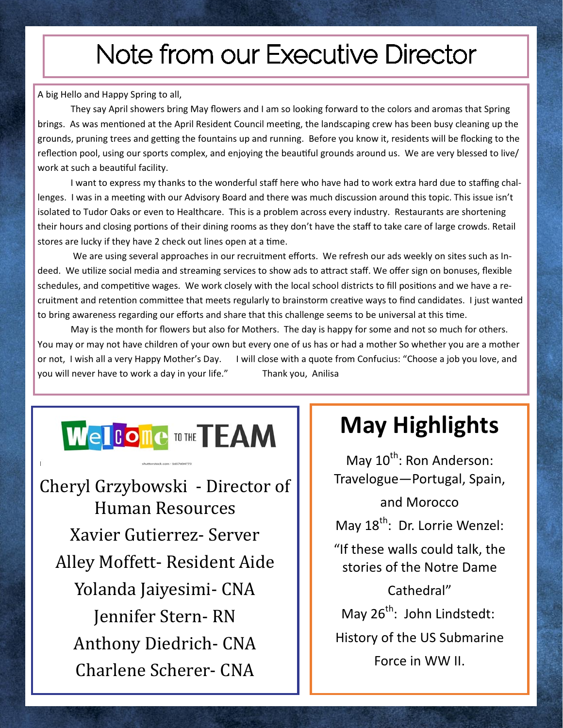# Note from our Executive Director

A big Hello and Happy Spring to all,

They say April showers bring May flowers and I am so looking forward to the colors and aromas that Spring brings. As was mentioned at the April Resident Council meeting, the landscaping crew has been busy cleaning up the grounds, pruning trees and getting the fountains up and running. Before you know it, residents will be flocking to the reflection pool, using our sports complex, and enjoying the beautiful grounds around us. We are very blessed to live/work at such a beautiful facility.

I want to express my thanks to the wonderful staff here who have had to work extra hard due to staffing challenges. I was in a meeting with our Advisory Board and there was much discussion around this topic. This issue isn't isolated to Tudor Oaks or even to Healthcare. This is a problem across every industry. Restaurants are shortening their hours and closing portions of their dining rooms as they don't have the staff to take care of large crowds. Retail stores are lucky if they have 2 check out lines open at a time.

We are using several approaches in our recruitment efforts. We refresh our ads weekly on sites such as Indeed. We utilize social media and streaming services to show ads to attract staff. We offer sign on bonuses, flexible schedules, and competitive wages. We work closely with the local school districts to fill positions and we have a recruitment and retention committee that meets regularly to brainstorm creative ways to find candidates. I just wanted to bring awareness regarding our efforts and share that this challenge seems to be universal at this time.

May is the month for flowers but also for Mothers. The day is happy for some and not so much for others. You may or may not have children of your own but every one of us has or had a mother So whether you are a mother or not, I wish all a very Happy Mother's Day. I will close with a quote from Confucius: "Choose a job you love, and you will never have to work a day in your life." Thank you, Anilisa

## Welcome to the Team

Cheryl Grzybowski - Director of Human Resources

Xavier Gutierrez- Server

Alley Moffett- Resident Aide

Yolanda Jaiyesimi- CNA

Jennifer Stern- RN

Anthony Diedrich- CNA

Charlene Scherer- CNA

## May Highlights

May 10th: Ron Anderson: Travelogue—Portugal, Spain, and Morocco

May 18th: Dr. Lorrie Wenzel: "If these walls could talk, the stories of the Notre Dame Cathedral"

May 26th: John Lindstedt: History of the US Submarine Force in WW II.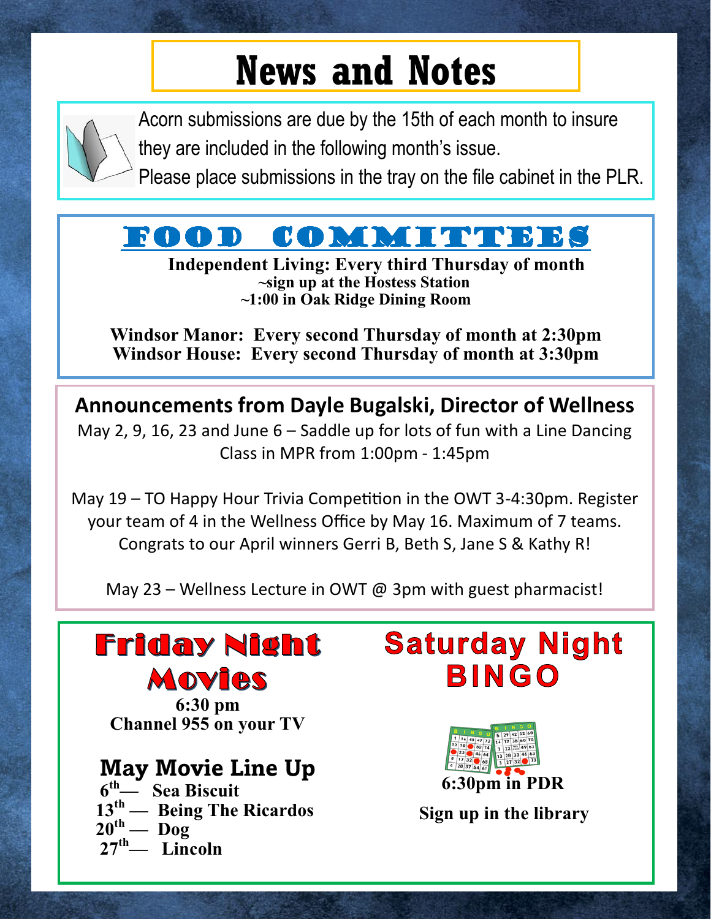# News and Notes

Acorn submissions are due by the 15th of each month to insure they are included in the following month's issue.

Please place submissions in the tray on the file cabinet in the PLR.

## FOOD COMMITTEES

**Independent Living: Every third Thursday of month**
**~sign up at the Hostess Station**
**~1:00 in Oak Ridge Dining Room**

**Windsor Manor: Every second Thursday of month at 2:30pm**
**Windsor House: Every second Thursday of month at 3:30pm**

## Announcements from Dayle Bugalski, Director of Wellness

May 2, 9, 16, 23 and June 6 – Saddle up for lots of fun with a Line Dancing Class in MPR from 1:00pm - 1:45pm

May 19 – TO Happy Hour Trivia Competition in the OWT 3-4:30pm. Register your team of 4 in the Wellness Office by May 16. Maximum of 7 teams. Congrats to our April winners Gerri B, Beth S, Jane S & Kathy R!

May 23 – Wellness Lecture in OWT @ 3pm with guest pharmacist!

## Friday Night Movies

**6:30 pm**
**Channel 955 on your TV**

### May Movie Line Up

**6th — Sea Biscuit**
**13th — Being The Ricardos**
**20th — Dog**
**27th — Lincoln**

## Saturday Night BINGO

**6:30pm in PDR**

**Sign up in the library**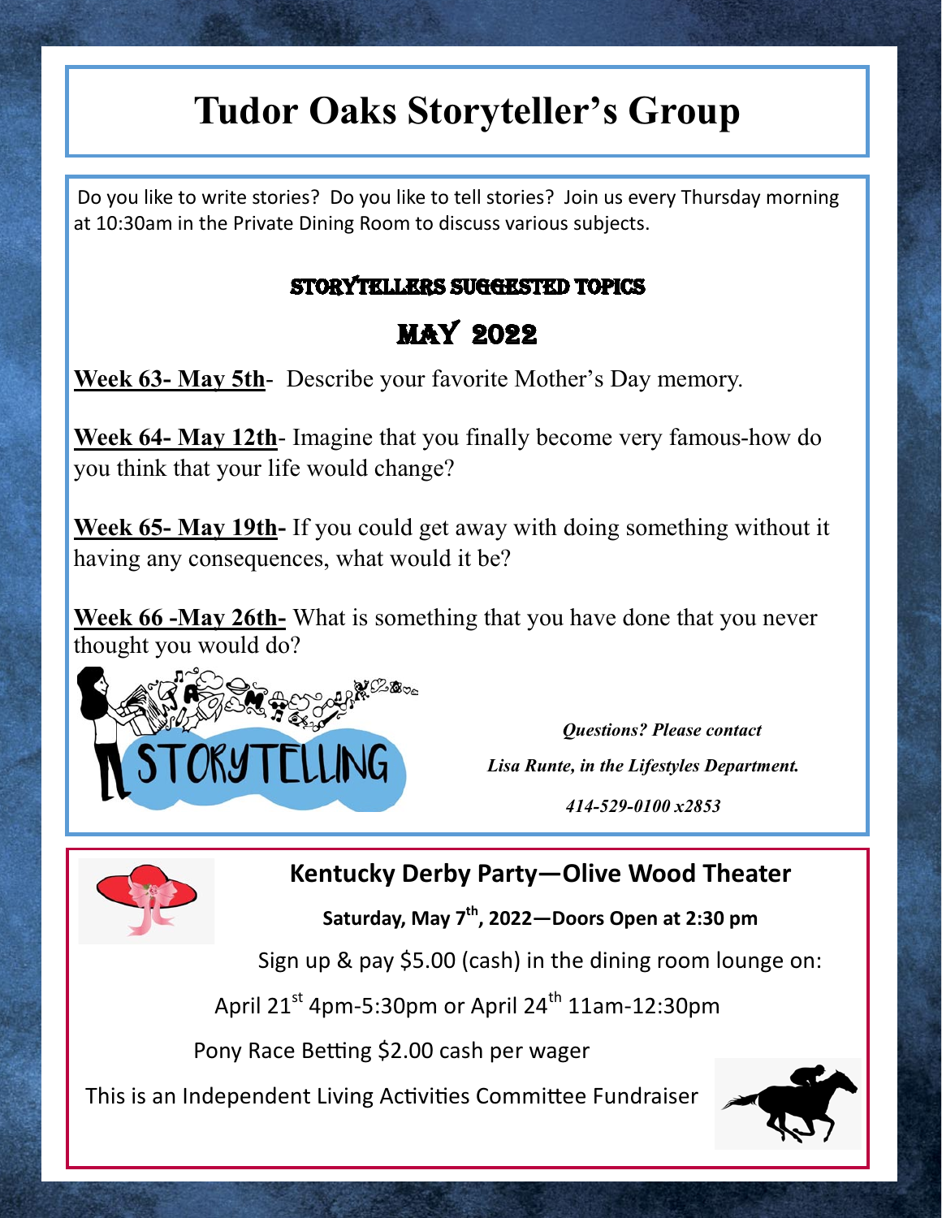# Tudor Oaks Storyteller's Group

Do you like to write stories? Do you like to tell stories? Join us every Thursday morning at 10:30am in the Private Dining Room to discuss various subjects.

## STORYTELLERS SUGGESTED TOPICS

## MAY 2022

**Week 63- May 5th**- Describe your favorite Mother's Day memory.

**Week 64- May 12th**- Imagine that you finally become very famous-how do you think that your life would change?

**Week 65- May 19th-** If you could get away with doing something without it having any consequences, what would it be?

**Week 66 -May 26th-** What is something that you have done that you never thought you would do?

STORYTELLING

***Questions? Please contact***

***Lisa Runte, in the Lifestyles Department.***

***414-529-0100 x2853***

## Kentucky Derby Party—Olive Wood Theater

**Saturday, May 7th, 2022—Doors Open at 2:30 pm**

Sign up & pay $5.00 (cash) in the dining room lounge on:

April 21st 4pm-5:30pm or April 24th 11am-12:30pm

Pony Race Betting $2.00 cash per wager

This is an Independent Living Activities Committee Fundraiser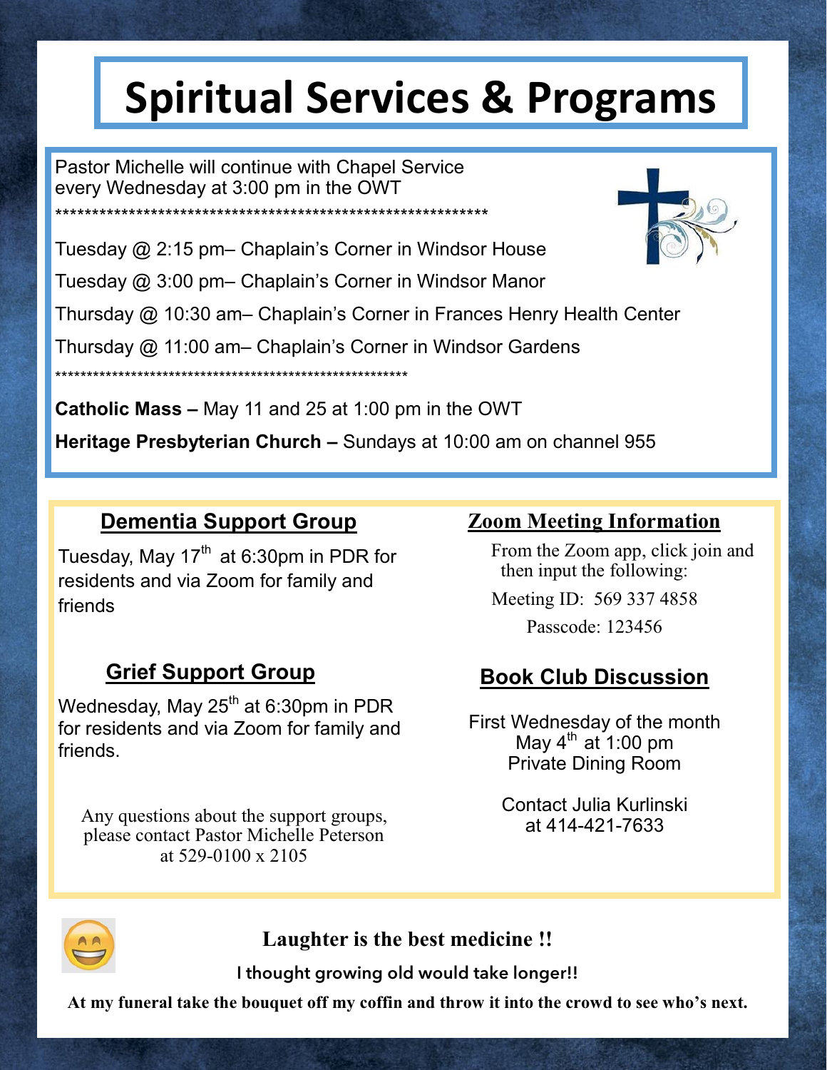# Spiritual Services & Programs

Pastor Michelle will continue with Chapel Service every Wednesday at 3:00 pm in the OWT

************************************************************

Tuesday @ 2:15 pm– Chaplain's Corner in Windsor House

Tuesday @ 3:00 pm– Chaplain's Corner in Windsor Manor

Thursday @ 10:30 am– Chaplain's Corner in Frances Henry Health Center

Thursday @ 11:00 am– Chaplain's Corner in Windsor Gardens

************************************************************

**Catholic Mass –** May 11 and 25 at 1:00 pm in the OWT

**Heritage Presbyterian Church –** Sundays at 10:00 am on channel 955

## Dementia Support Group

Tuesday, May 17th at 6:30pm in PDR for residents and via Zoom for family and friends

## Grief Support Group

Wednesday, May 25th at 6:30pm in PDR for residents and via Zoom for family and friends.

Any questions about the support groups, please contact Pastor Michelle Peterson at 529-0100 x 2105

## Zoom Meeting Information

From the Zoom app, click join and then input the following:

Meeting ID: 569 337 4858

Passcode: 123456

## Book Club Discussion

First Wednesday of the month
May 4th at 1:00 pm
Private Dining Room

Contact Julia Kurlinski at 414-421-7633

**Laughter is the best medicine !!**

I thought growing old would take longer!!

**At my funeral take the bouquet off my coffin and throw it into the crowd to see who's next.**